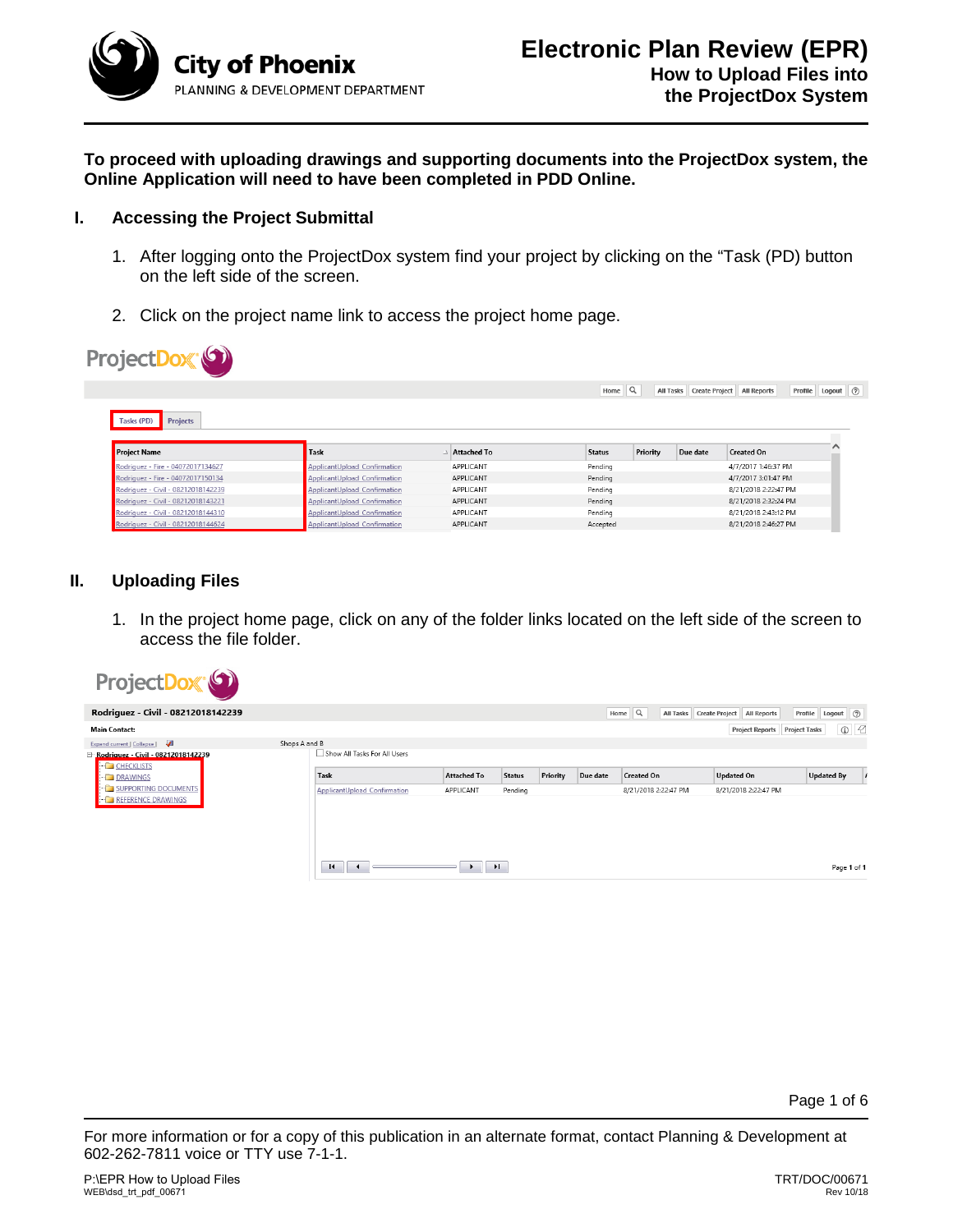# Electronic Plan Review (EPR)

## How to Upload Files into the ProjectDox System

City of Phoenix
PLANNING & DEVELOPMENT DEPARTMENT

**To proceed with uploading drawings and supporting documents into the ProjectDox system, the Online Application will need to have been completed in PDD Online.**

## I. Accessing the Project Submittal

1. After logging onto the ProjectDox system find your project by clicking on the "Task (PD) button on the left side of the screen.

2. Click on the project name link to access the project home page.

## II. Uploading Files

1. In the project home page, click on any of the folder links located on the left side of the screen to access the file folder.

For more information or for a copy of this publication in an alternate format, contact Planning & Development at 602-262-7811 voice or TTY use 7-1-1.

P:\EPR How to Upload Files
WEB\dsd_trt_pdf_00671

TRT/DOC/00671
Rev 10/18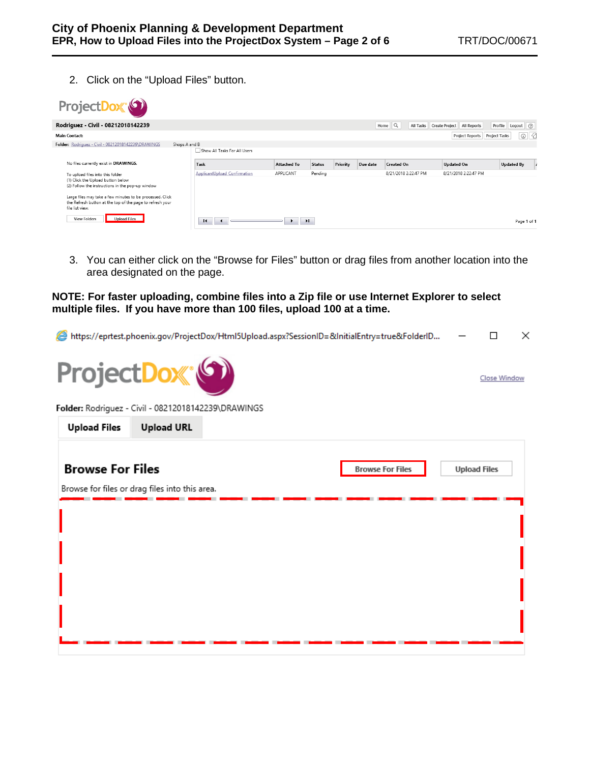2. Click on the "Upload Files" button.

3. You can either click on the "Browse for Files" button or drag files from another location into the area designated on the page.

**NOTE: For faster uploading, combine files into a Zip file or use Internet Explorer to select multiple files. If you have more than 100 files, upload 100 at a time.**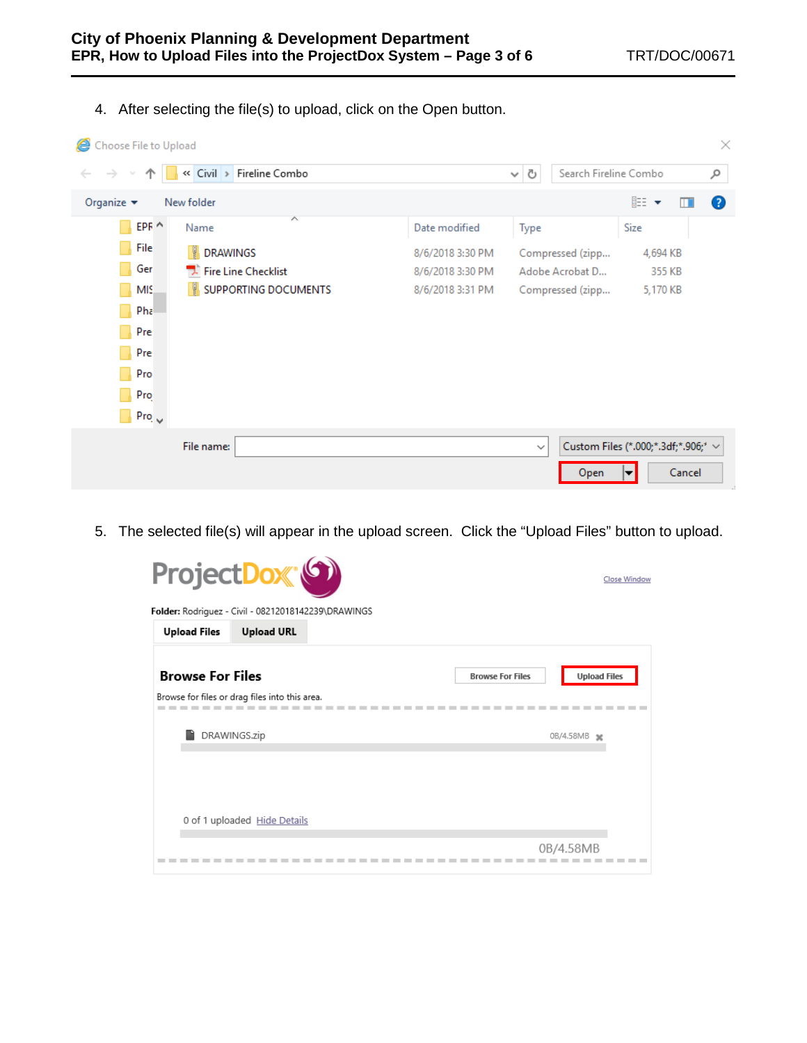4. After selecting the file(s) to upload, click on the Open button.

5. The selected file(s) will appear in the upload screen. Click the "Upload Files" button to upload.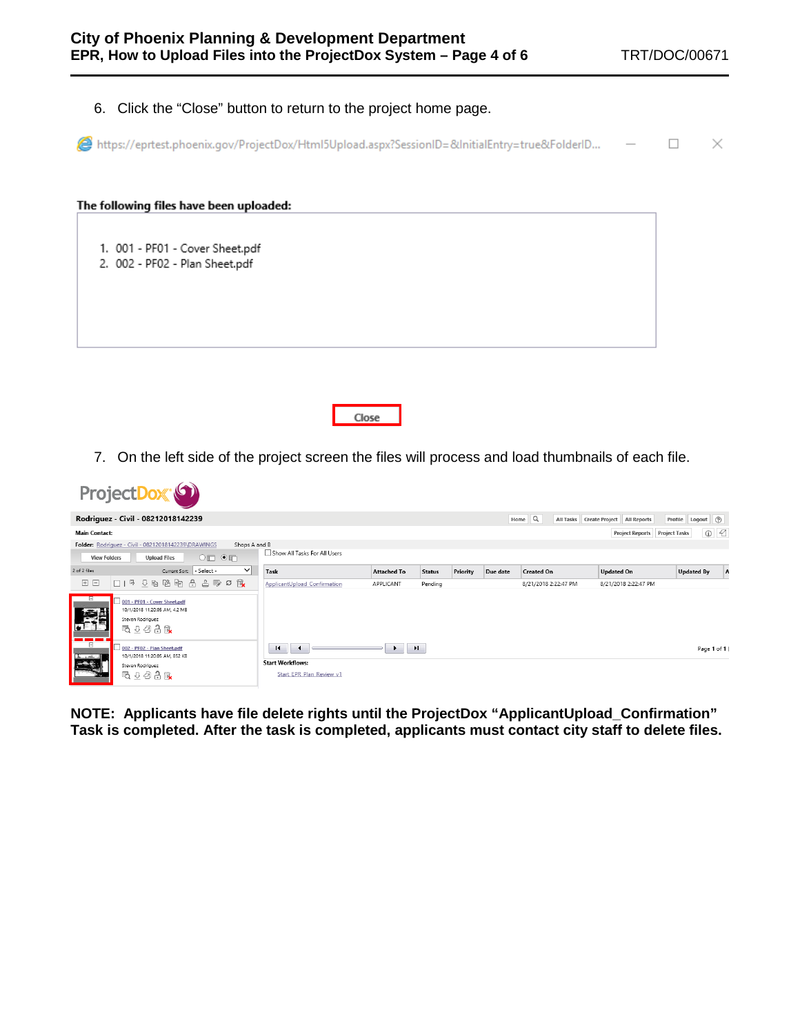6. Click the "Close" button to return to the project home page.

7. On the left side of the project screen the files will process and load thumbnails of each file.

**NOTE: Applicants have file delete rights until the ProjectDox "ApplicantUpload_Confirmation" Task is completed. After the task is completed, applicants must contact city staff to delete files.**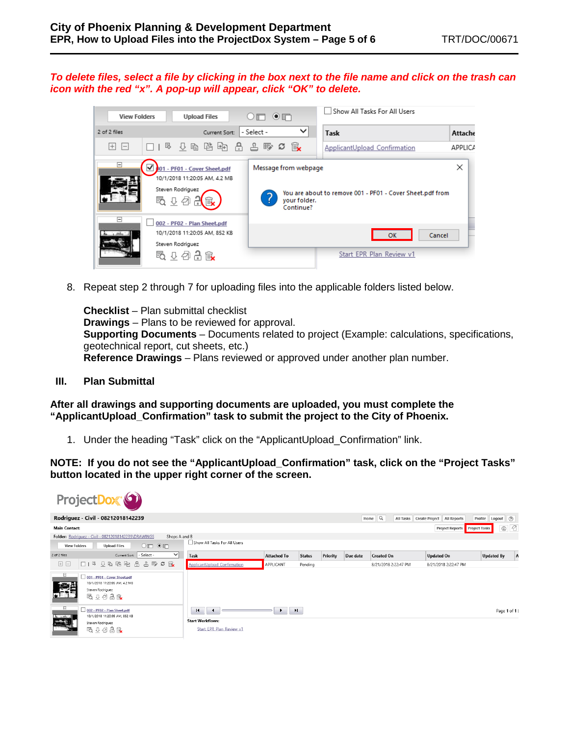***To delete files, select a file by clicking in the box next to the file name and click on the trash can icon with the red "x". A pop-up will appear, click "OK" to delete.***

8. Repeat step 2 through 7 for uploading files into the applicable folders listed below.

   **Checklist** – Plan submittal checklist
   **Drawings** – Plans to be reviewed for approval.
   **Supporting Documents** – Documents related to project (Example: calculations, specifications, geotechnical report, cut sheets, etc.)
   **Reference Drawings** – Plans reviewed or approved under another plan number.

## III. Plan Submittal

**After all drawings and supporting documents are uploaded, you must complete the "ApplicantUpload_Confirmation" task to submit the project to the City of Phoenix.**

1. Under the heading "Task" click on the "ApplicantUpload_Confirmation" link.

**NOTE: If you do not see the "ApplicantUpload_Confirmation" task, click on the "Project Tasks" button located in the upper right corner of the screen.**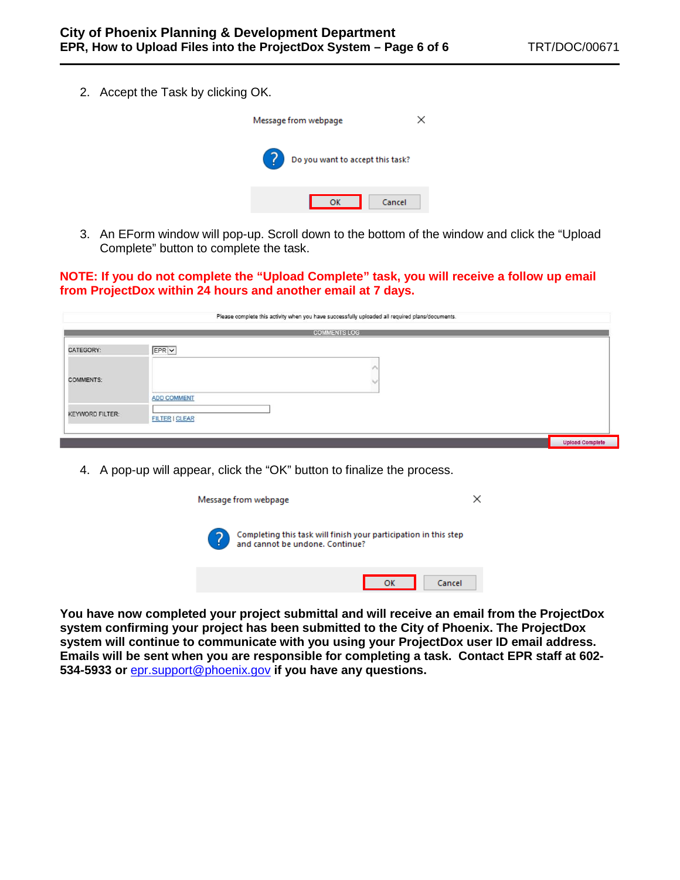2. Accept the Task by clicking OK.

Message from webpage

Do you want to accept this task?

OK Cancel

3. An EForm window will pop-up. Scroll down to the bottom of the window and click the "Upload Complete" button to complete the task.

**NOTE: If you do not complete the "Upload Complete" task, you will receive a follow up email from ProjectDox within 24 hours and another email at 7 days.**

Please complete this activity when you have successfully uploaded all required plans/documents.

COMMENTS LOG

CATEGORY: EPR

COMMENTS:

ADD COMMENT

KEYWORD FILTER:

FILTER | CLEAR

Upload Complete

4. A pop-up will appear, click the "OK" button to finalize the process.

Message from webpage

Completing this task will finish your participation in this step and cannot be undone. Continue?

OK Cancel

**You have now completed your project submittal and will receive an email from the ProjectDox system confirming your project has been submitted to the City of Phoenix. The ProjectDox system will continue to communicate with you using your ProjectDox user ID email address. Emails will be sent when you are responsible for completing a task. Contact EPR staff at 602-534-5933 or** epr.support@phoenix.gov **if you have any questions.**